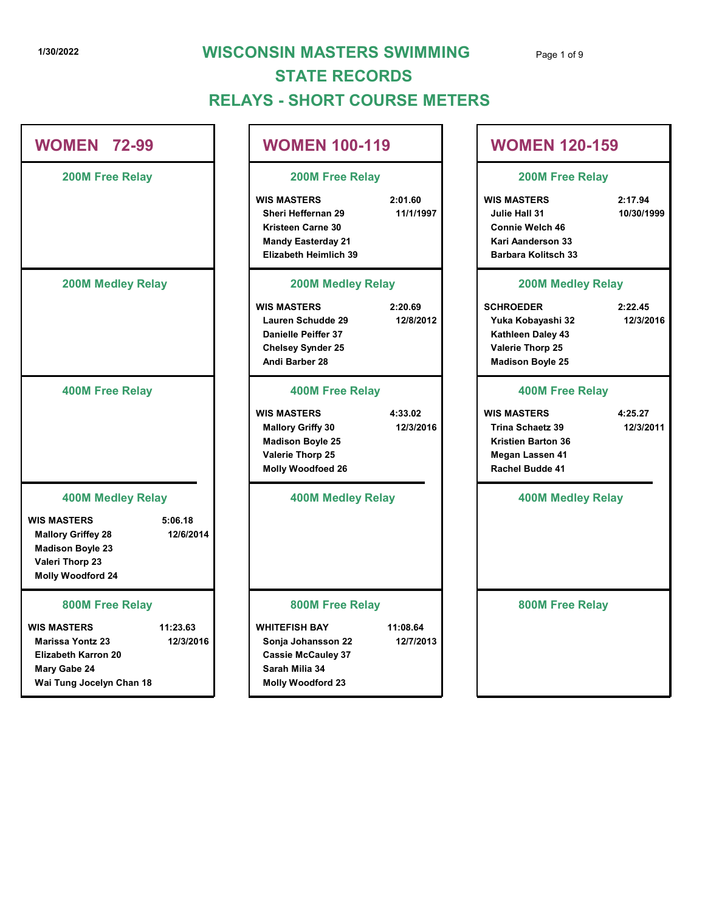# WISCONSIN MASTERS SWIMMING

## STATE RECORDS

## RELAYS - SHORT COURSE METERS

## WOMEN 72-99

### 200M Free Relay

### 200M Medley Relay

### 400M Free Relay

### 400M Medley Relay

**WIS MASTERS** 5:06.18 12/6/2014
- Mallory Griffey 28
- Madison Boyle 23
- Valeri Thorp 23
- Molly Woodford 24

### 800M Free Relay

**WIS MASTERS** 11:23.63 12/3/2016
- Marissa Yontz 23
- Elizabeth Karron 20
- Mary Gabe 24
- Wai Tung Jocelyn Chan 18

## WOMEN 100-119

### 200M Free Relay

**WIS MASTERS** 2:01.60 11/1/1997
- Sheri Heffernan 29
- Kristeen Carne 30
- Mandy Easterday 21
- Elizabeth Heimlich 39

### 200M Medley Relay

**WIS MASTERS** 2:20.69 12/8/2012
- Lauren Schudde 29
- Danielle Peiffer 37
- Chelsey Synder 25
- Andi Barber 28

### 400M Free Relay

**WIS MASTERS** 4:33.02 12/3/2016
- Mallory Griffy 30
- Madison Boyle 25
- Valerie Thorp 25
- Molly Woodfoed 26

### 400M Medley Relay

### 800M Free Relay

**WHITEFISH BAY** 11:08.64 12/7/2013
- Sonja Johansson 22
- Cassie McCauley 37
- Sarah Milia 34
- Molly Woodford 23

## WOMEN 120-159

### 200M Free Relay

**WIS MASTERS** 2:17.94 10/30/1999
- Julie Hall 31
- Connie Welch 46
- Kari Aanderson 33
- Barbara Kolitsch 33

### 200M Medley Relay

**SCHROEDER** 2:22.45 12/3/2016
- Yuka Kobayashi 32
- Kathleen Daley 43
- Valerie Thorp 25
- Madison Boyle 25

### 400M Free Relay

**WIS MASTERS** 4:25.27 12/3/2011
- Trina Schaetz 39
- Kristien Barton 36
- Megan Lassen 41
- Rachel Budde 41

### 400M Medley Relay

### 800M Free Relay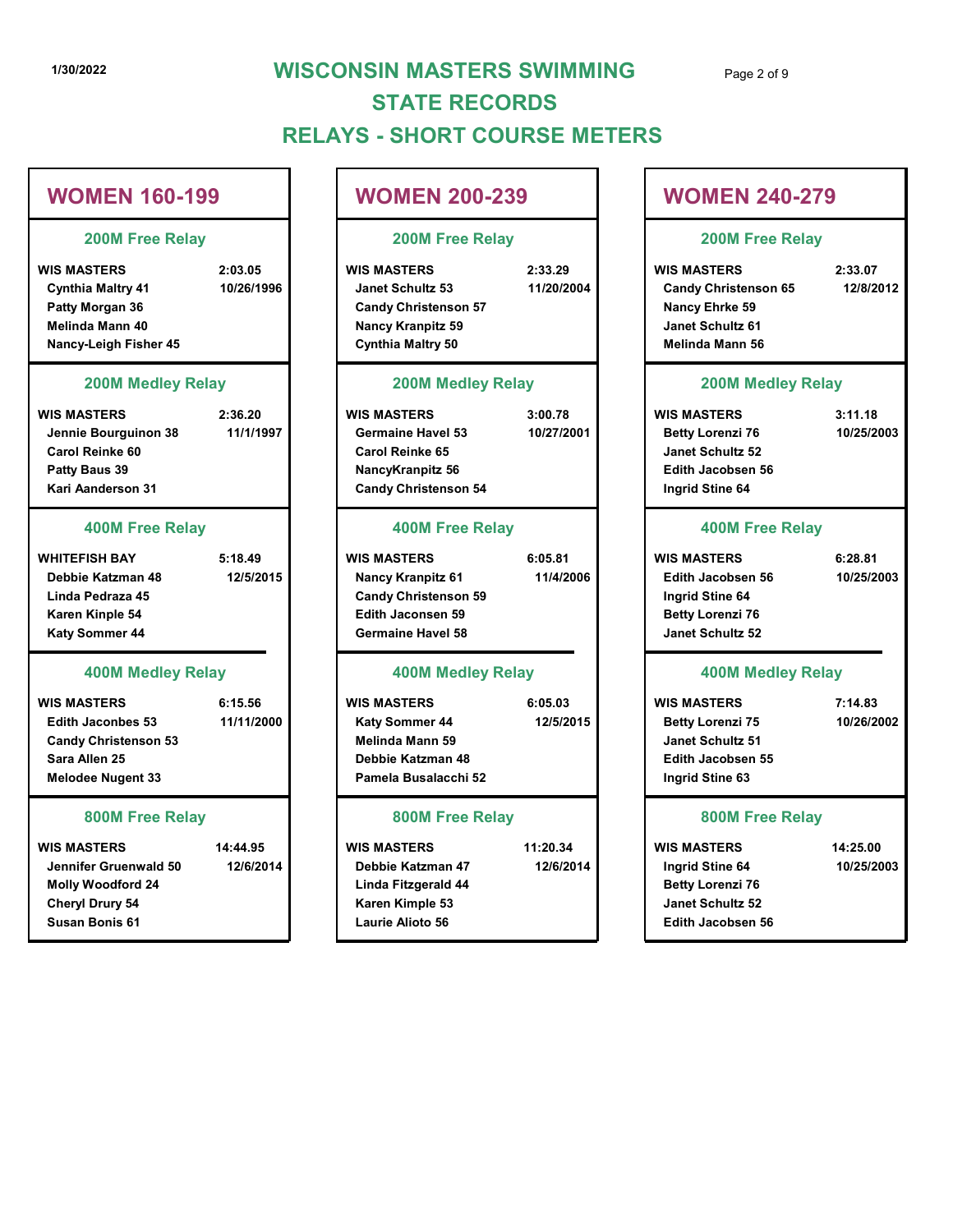# WISCONSIN MASTERS SWIMMING
# STATE RECORDS
# RELAYS - SHORT COURSE METERS

1/30/2022

## WOMEN 160-199

### 200M Free Relay

| WIS MASTERS | 2:03.05 |
|---|---|
| Cynthia Maltry 41 | 10/26/1996 |
| Patty Morgan 36 | |
| Melinda Mann 40 | |
| Nancy-Leigh Fisher 45 | |

### 200M Medley Relay

| WIS MASTERS | 2:36.20 |
|---|---|
| Jennie Bourguinon 38 | 11/1/1997 |
| Carol Reinke 60 | |
| Patty Baus 39 | |
| Kari Aanderson 31 | |

### 400M Free Relay

| WHITEFISH BAY | 5:18.49 |
|---|---|
| Debbie Katzman 48 | 12/5/2015 |
| Linda Pedraza 45 | |
| Karen Kinple 54 | |
| Katy Sommer 44 | |

### 400M Medley Relay

| WIS MASTERS | 6:15.56 |
|---|---|
| Edith Jaconbes 53 | 11/11/2000 |
| Candy Christenson 53 | |
| Sara Allen 25 | |
| Melodee Nugent 33 | |

### 800M Free Relay

| WIS MASTERS | 14:44.95 |
|---|---|
| Jennifer Gruenwald 50 | 12/6/2014 |
| Molly Woodford 24 | |
| Cheryl Drury 54 | |
| Susan Bonis 61 | |

## WOMEN 200-239

### 200M Free Relay

| WIS MASTERS | 2:33.29 |
|---|---|
| Janet Schultz 53 | 11/20/2004 |
| Candy Christenson 57 | |
| Nancy Kranpitz 59 | |
| Cynthia Maltry 50 | |

### 200M Medley Relay

| WIS MASTERS | 3:00.78 |
|---|---|
| Germaine Havel 53 | 10/27/2001 |
| Carol Reinke 65 | |
| NancyKranpitz 56 | |
| Candy Christenson 54 | |

### 400M Free Relay

| WIS MASTERS | 6:05.81 |
|---|---|
| Nancy Kranpitz 61 | 11/4/2006 |
| Candy Christenson 59 | |
| Edith Jaconsen 59 | |
| Germaine Havel 58 | |

### 400M Medley Relay

| WIS MASTERS | 6:05.03 |
|---|---|
| Katy Sommer 44 | 12/5/2015 |
| Melinda Mann 59 | |
| Debbie Katzman 48 | |
| Pamela Busalacchi 52 | |

### 800M Free Relay

| WIS MASTERS | 11:20.34 |
|---|---|
| Debbie Katzman 47 | 12/6/2014 |
| Linda Fitzgerald 44 | |
| Karen Kimple 53 | |
| Laurie Alioto 56 | |

## WOMEN 240-279

### 200M Free Relay

| WIS MASTERS | 2:33.07 |
|---|---|
| Candy Christenson 65 | 12/8/2012 |
| Nancy Ehrke 59 | |
| Janet Schultz 61 | |
| Melinda Mann 56 | |

### 200M Medley Relay

| WIS MASTERS | 3:11.18 |
|---|---|
| Betty Lorenzi 76 | 10/25/2003 |
| Janet Schultz 52 | |
| Edith Jacobsen 56 | |
| Ingrid Stine 64 | |

### 400M Free Relay

| WIS MASTERS | 6:28.81 |
|---|---|
| Edith Jacobsen 56 | 10/25/2003 |
| Ingrid Stine 64 | |
| Betty Lorenzi 76 | |
| Janet Schultz 52 | |

### 400M Medley Relay

| WIS MASTERS | 7:14.83 |
|---|---|
| Betty Lorenzi 75 | 10/26/2002 |
| Janet Schultz 51 | |
| Edith Jacobsen 55 | |
| Ingrid Stine 63 | |

### 800M Free Relay

| WIS MASTERS | 14:25.00 |
|---|---|
| Ingrid Stine 64 | 10/25/2003 |
| Betty Lorenzi 76 | |
| Janet Schultz 52 | |
| Edith Jacobsen 56 | |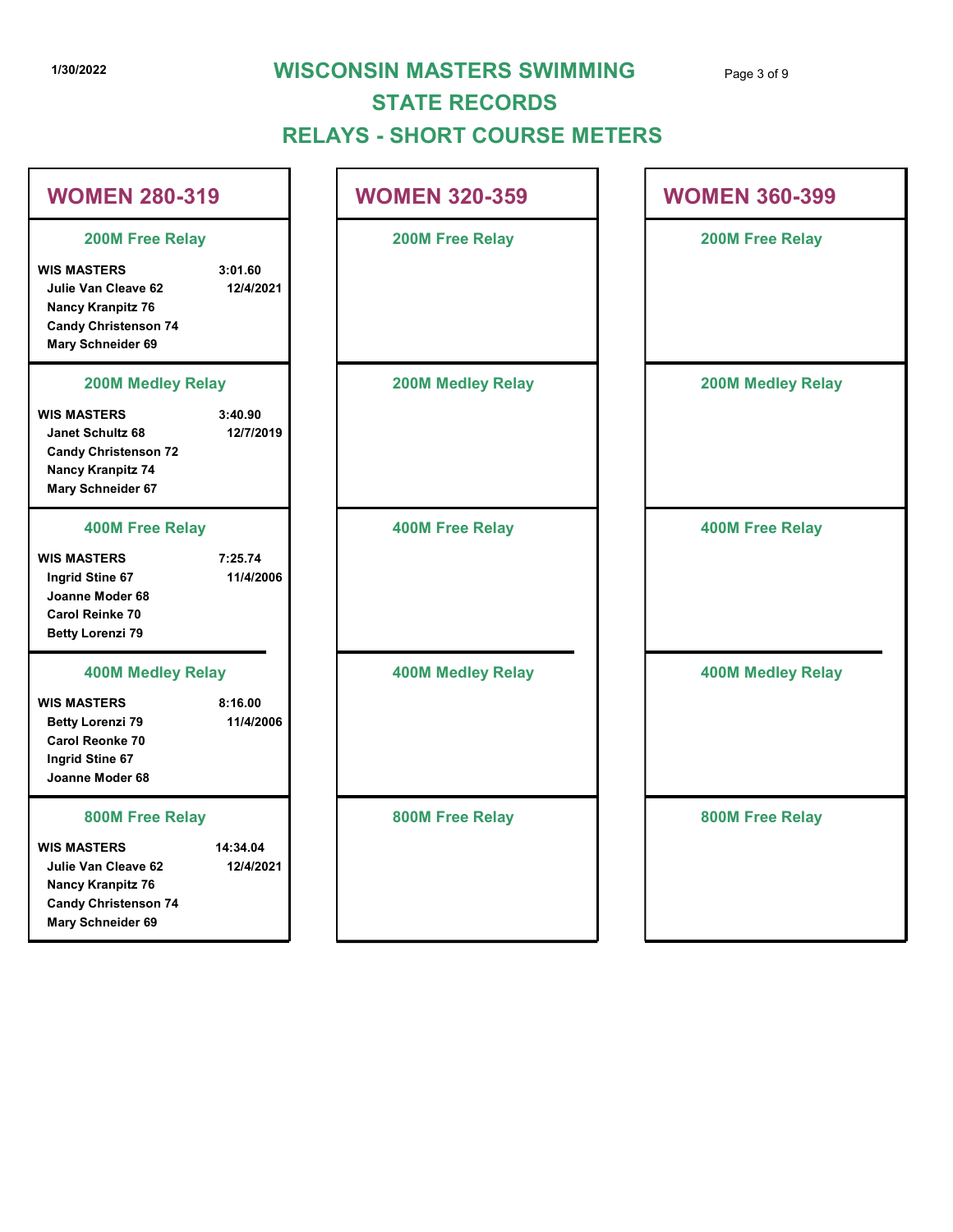# WISCONSIN MASTERS SWIMMING
## STATE RECORDS
## RELAYS - SHORT COURSE METERS

1/30/2022

## WOMEN 280-319

### 200M Free Relay

**WIS MASTERS** — 3:01.60 — 12/4/2021
- Julie Van Cleave 62
- Nancy Kranpitz 76
- Candy Christenson 74
- Mary Schneider 69

### 200M Medley Relay

**WIS MASTERS** — 3:40.90 — 12/7/2019
- Janet Schultz 68
- Candy Christenson 72
- Nancy Kranpitz 74
- Mary Schneider 67

### 400M Free Relay

**WIS MASTERS** — 7:25.74 — 11/4/2006
- Ingrid Stine 67
- Joanne Moder 68
- Carol Reinke 70
- Betty Lorenzi 79

### 400M Medley Relay

**WIS MASTERS** — 8:16.00 — 11/4/2006
- Betty Lorenzi 79
- Carol Reonke 70
- Ingrid Stine 67
- Joanne Moder 68

### 800M Free Relay

**WIS MASTERS** — 14:34.04 — 12/4/2021
- Julie Van Cleave 62
- Nancy Kranpitz 76
- Candy Christenson 74
- Mary Schneider 69

## WOMEN 320-359

### 200M Free Relay

### 200M Medley Relay

### 400M Free Relay

### 400M Medley Relay

### 800M Free Relay

## WOMEN 360-399

### 200M Free Relay

### 200M Medley Relay

### 400M Free Relay

### 400M Medley Relay

### 800M Free Relay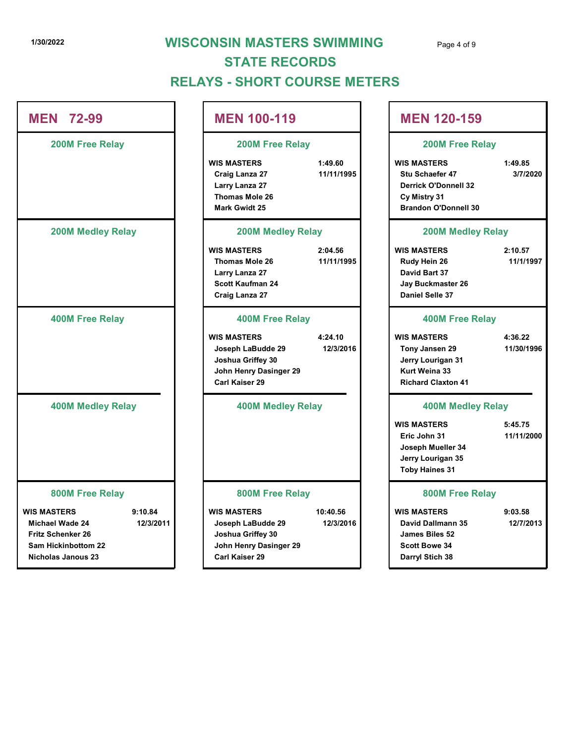# WISCONSIN MASTERS SWIMMING
## STATE RECORDS
## RELAYS - SHORT COURSE METERS

## MEN 72-99

### 200M Free Relay

### 200M Medley Relay

### 400M Free Relay

### 400M Medley Relay

### 800M Free Relay

**WIS MASTERS** — **9:10.84** — 12/3/2011
- Michael Wade 24
- Fritz Schenker 26
- Sam Hickinbottom 22
- Nicholas Janous 23

## MEN 100-119

### 200M Free Relay

**WIS MASTERS** — **1:49.60** — 11/11/1995
- Craig Lanza 27
- Larry Lanza 27
- Thomas Mole 26
- Mark Gwidt 25

### 200M Medley Relay

**WIS MASTERS** — **2:04.56** — 11/11/1995
- Thomas Mole 26
- Larry Lanza 27
- Scott Kaufman 24
- Craig Lanza 27

### 400M Free Relay

**WIS MASTERS** — **4:24.10** — 12/3/2016
- Joseph LaBudde 29
- Joshua Griffey 30
- John Henry Dasinger 29
- Carl Kaiser 29

### 400M Medley Relay

### 800M Free Relay

**WIS MASTERS** — **10:40.56** — 12/3/2016
- Joseph LaBudde 29
- Joshua Griffey 30
- John Henry Dasinger 29
- Carl Kaiser 29

## MEN 120-159

### 200M Free Relay

**WIS MASTERS** — **1:49.85** — 3/7/2020
- Stu Schaefer 47
- Derrick O'Donnell 32
- Cy Mistry 31
- Brandon O'Donnell 30

### 200M Medley Relay

**WIS MASTERS** — **2:10.57** — 11/1/1997
- Rudy Hein 26
- David Bart 37
- Jay Buckmaster 26
- Daniel Selle 37

### 400M Free Relay

**WIS MASTERS** — **4:36.22** — 11/30/1996
- Tony Jansen 29
- Jerry Lourigan 31
- Kurt Weina 33
- Richard Claxton 41

### 400M Medley Relay

**WIS MASTERS** — **5:45.75** — 11/11/2000
- Eric John 31
- Joseph Mueller 34
- Jerry Lourigan 35
- Toby Haines 31

### 800M Free Relay

**WIS MASTERS** — **9:03.58** — 12/7/2013
- David Dallmann 35
- James Biles 52
- Scott Bowe 34
- Darryl Stich 38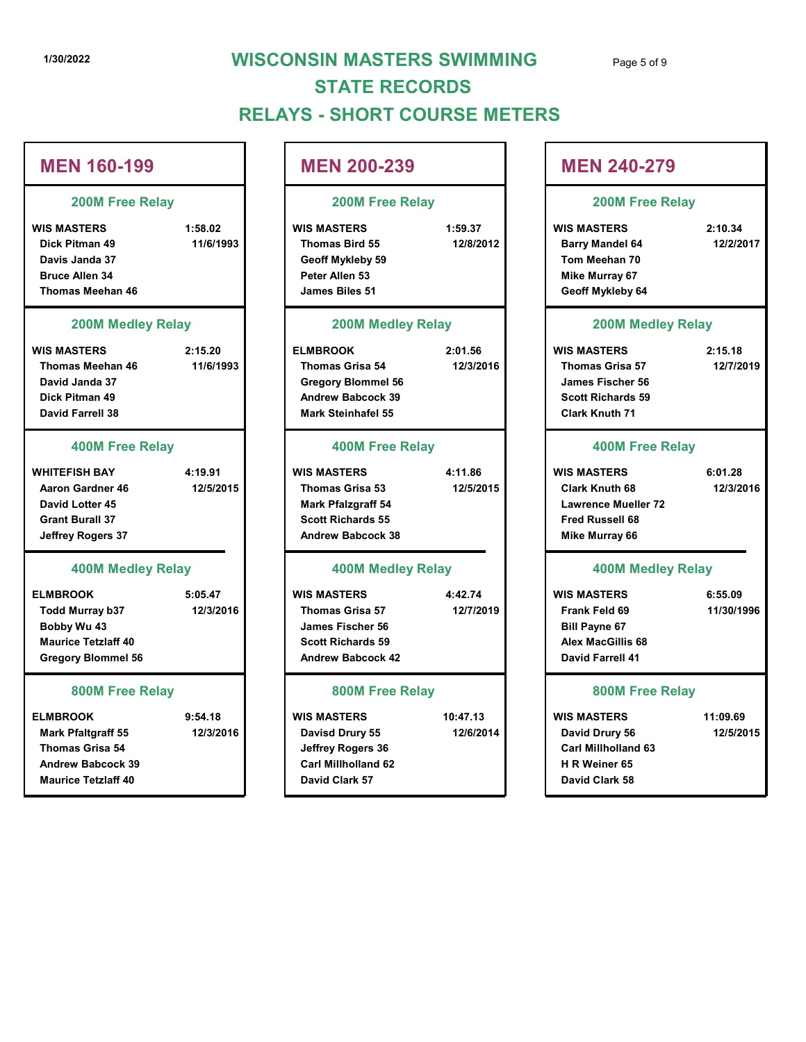# WISCONSIN MASTERS SWIMMING
## STATE RECORDS
## RELAYS - SHORT COURSE METERS

1/30/2022

## MEN 160-199

### 200M Free Relay

| WIS MASTERS | 1:58.02 |
|---|---|
| Dick Pitman 49 | 11/6/1993 |
| Davis Janda 37 | |
| Bruce Allen 34 | |
| Thomas Meehan 46 | |

### 200M Medley Relay

| WIS MASTERS | 2:15.20 |
|---|---|
| Thomas Meehan 46 | 11/6/1993 |
| David Janda 37 | |
| Dick Pitman 49 | |
| David Farrell 38 | |

### 400M Free Relay

| WHITEFISH BAY | 4:19.91 |
|---|---|
| Aaron Gardner 46 | 12/5/2015 |
| David Lotter 45 | |
| Grant Burall 37 | |
| Jeffrey Rogers 37 | |

### 400M Medley Relay

| ELMBROOK | 5:05.47 |
|---|---|
| Todd Murray b37 | 12/3/2016 |
| Bobby Wu 43 | |
| Maurice Tetzlaff 40 | |
| Gregory Blommel 56 | |

### 800M Free Relay

| ELMBROOK | 9:54.18 |
|---|---|
| Mark Pfaltgraff 55 | 12/3/2016 |
| Thomas Grisa 54 | |
| Andrew Babcock 39 | |
| Maurice Tetzlaff 40 | |

## MEN 200-239

### 200M Free Relay

| WIS MASTERS | 1:59.37 |
|---|---|
| Thomas Bird 55 | 12/8/2012 |
| Geoff Mykleby 59 | |
| Peter Allen 53 | |
| James Biles 51 | |

### 200M Medley Relay

| ELMBROOK | 2:01.56 |
|---|---|
| Thomas Grisa 54 | 12/3/2016 |
| Gregory Blommel 56 | |
| Andrew Babcock 39 | |
| Mark Steinhafel 55 | |

### 400M Free Relay

| WIS MASTERS | 4:11.86 |
|---|---|
| Thomas Grisa 53 | 12/5/2015 |
| Mark Pfalzgraff 54 | |
| Scott Richards 55 | |
| Andrew Babcock 38 | |

### 400M Medley Relay

| WIS MASTERS | 4:42.74 |
|---|---|
| Thomas Grisa 57 | 12/7/2019 |
| James Fischer 56 | |
| Scott Richards 59 | |
| Andrew Babcock 42 | |

### 800M Free Relay

| WIS MASTERS | 10:47.13 |
|---|---|
| Davisd Drury 55 | 12/6/2014 |
| Jeffrey Rogers 36 | |
| Carl Millholland 62 | |
| David Clark 57 | |

## MEN 240-279

### 200M Free Relay

| WIS MASTERS | 2:10.34 |
|---|---|
| Barry Mandel 64 | 12/2/2017 |
| Tom Meehan 70 | |
| Mike Murray 67 | |
| Geoff Mykleby 64 | |

### 200M Medley Relay

| WIS MASTERS | 2:15.18 |
|---|---|
| Thomas Grisa 57 | 12/7/2019 |
| James Fischer 56 | |
| Scott Richards 59 | |
| Clark Knuth 71 | |

### 400M Free Relay

| WIS MASTERS | 6:01.28 |
|---|---|
| Clark Knuth 68 | 12/3/2016 |
| Lawrence Mueller 72 | |
| Fred Russell 68 | |
| Mike Murray 66 | |

### 400M Medley Relay

| WIS MASTERS | 6:55.09 |
|---|---|
| Frank Feld 69 | 11/30/1996 |
| Bill Payne 67 | |
| Alex MacGillis 68 | |
| David Farrell 41 | |

### 800M Free Relay

| WIS MASTERS | 11:09.69 |
|---|---|
| David Drury 56 | 12/5/2015 |
| Carl Millholland 63 | |
| H R Weiner 65 | |
| David Clark 58 | |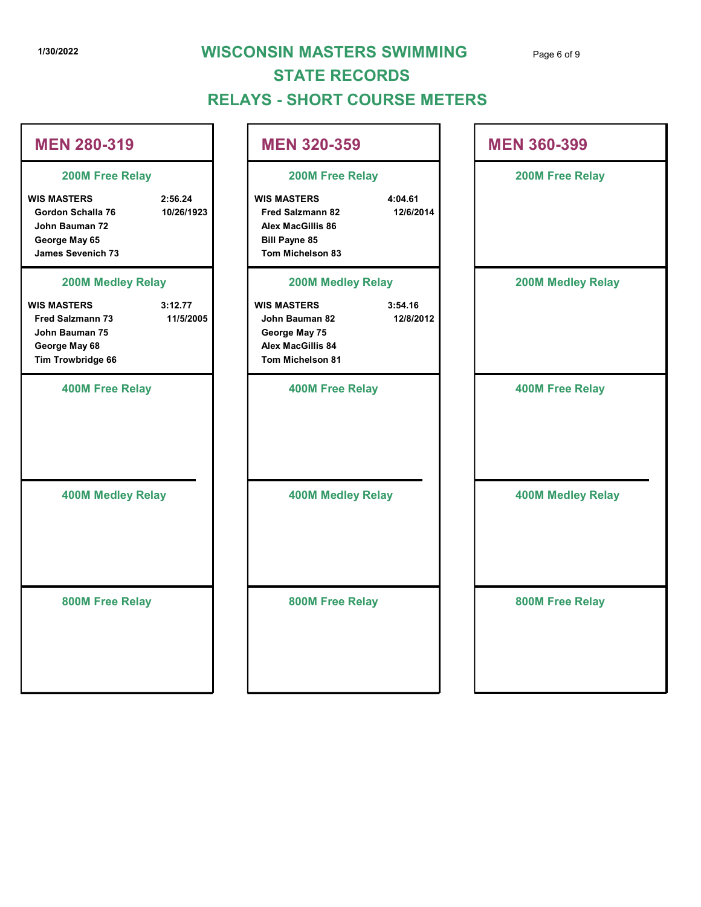# WISCONSIN MASTERS SWIMMING
## STATE RECORDS
## RELAYS - SHORT COURSE METERS

1/30/2022

### MEN 280-319

#### 200M Free Relay

**WIS MASTERS** 2:56.24
- Gordon Schalla 76 — 10/26/1923
- John Bauman 72
- George May 65
- James Sevenich 73

#### 200M Medley Relay

**WIS MASTERS** 3:12.77
- Fred Salzmann 73 — 11/5/2005
- John Bauman 75
- George May 68
- Tim Trowbridge 66

#### 400M Free Relay

#### 400M Medley Relay

#### 800M Free Relay

### MEN 320-359

#### 200M Free Relay

**WIS MASTERS** 4:04.61
- Fred Salzmann 82 — 12/6/2014
- Alex MacGillis 86
- Bill Payne 85
- Tom Michelson 83

#### 200M Medley Relay

**WIS MASTERS** 3:54.16
- John Bauman 82 — 12/8/2012
- George May 75
- Alex MacGillis 84
- Tom Michelson 81

#### 400M Free Relay

#### 400M Medley Relay

#### 800M Free Relay

### MEN 360-399

#### 200M Free Relay

#### 200M Medley Relay

#### 400M Free Relay

#### 400M Medley Relay

#### 800M Free Relay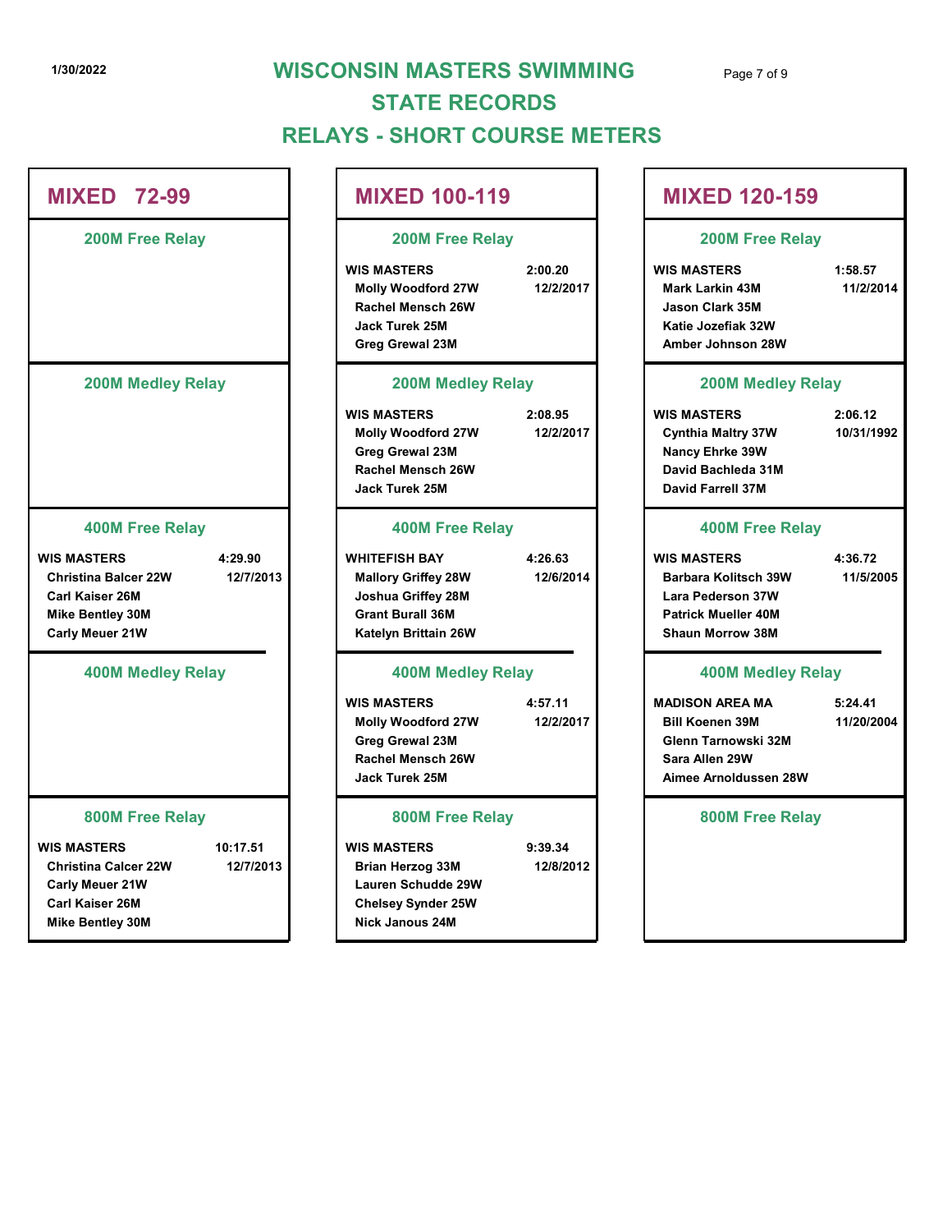# WISCONSIN MASTERS SWIMMING
## STATE RECORDS
## RELAYS - SHORT COURSE METERS

## MIXED 72-99

### 200M Free Relay

### 200M Medley Relay

### 400M Free Relay

**WIS MASTERS** — 4:29.90 — 12/7/2013
- Christina Balcer 22W
- Carl Kaiser 26M
- Mike Bentley 30M
- Carly Meuer 21W

### 400M Medley Relay

### 800M Free Relay

**WIS MASTERS** — 10:17.51 — 12/7/2013
- Christina Calcer 22W
- Carly Meuer 21W
- Carl Kaiser 26M
- Mike Bentley 30M

## MIXED 100-119

### 200M Free Relay

**WIS MASTERS** — 2:00.20 — 12/2/2017
- Molly Woodford 27W
- Rachel Mensch 26W
- Jack Turek 25M
- Greg Grewal 23M

### 200M Medley Relay

**WIS MASTERS** — 2:08.95 — 12/2/2017
- Molly Woodford 27W
- Greg Grewal 23M
- Rachel Mensch 26W
- Jack Turek 25M

### 400M Free Relay

**WHITEFISH BAY** — 4:26.63 — 12/6/2014
- Mallory Griffey 28W
- Joshua Griffey 28M
- Grant Burall 36M
- Katelyn Brittain 26W

### 400M Medley Relay

**WIS MASTERS** — 4:57.11 — 12/2/2017
- Molly Woodford 27W
- Greg Grewal 23M
- Rachel Mensch 26W
- Jack Turek 25M

### 800M Free Relay

**WIS MASTERS** — 9:39.34 — 12/8/2012
- Brian Herzog 33M
- Lauren Schudde 29W
- Chelsey Synder 25W
- Nick Janous 24M

## MIXED 120-159

### 200M Free Relay

**WIS MASTERS** — 1:58.57 — 11/2/2014
- Mark Larkin 43M
- Jason Clark 35M
- Katie Jozefiak 32W
- Amber Johnson 28W

### 200M Medley Relay

**WIS MASTERS** — 2:06.12 — 10/31/1992
- Cynthia Maltry 37W
- Nancy Ehrke 39W
- David Bachleda 31M
- David Farrell 37M

### 400M Free Relay

**WIS MASTERS** — 4:36.72 — 11/5/2005
- Barbara Kolitsch 39W
- Lara Pederson 37W
- Patrick Mueller 40M
- Shaun Morrow 38M

### 400M Medley Relay

**MADISON AREA MA** — 5:24.41 — 11/20/2004
- Bill Koenen 39M
- Glenn Tarnowski 32M
- Sara Allen 29W
- Aimee Arnoldussen 28W

### 800M Free Relay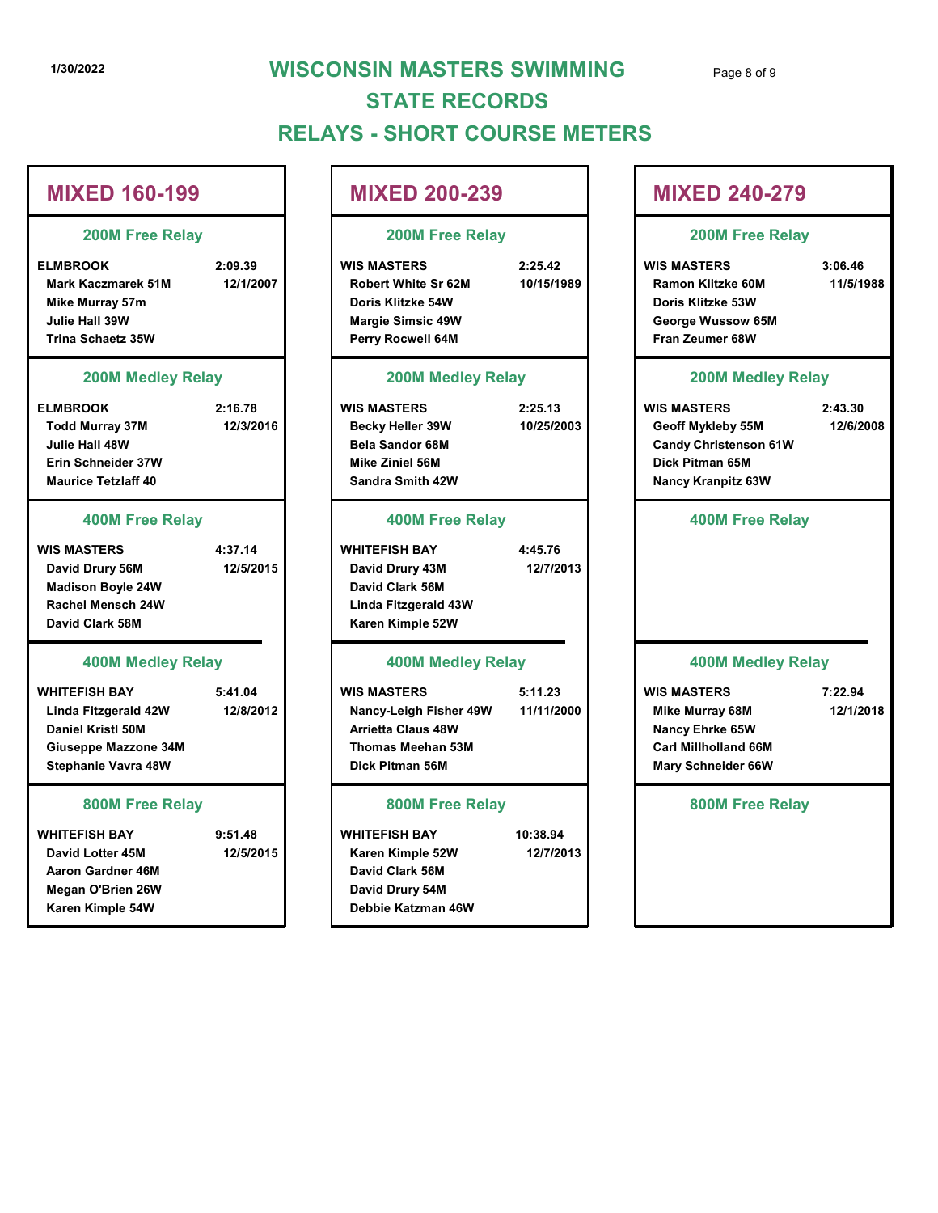# WISCONSIN MASTERS SWIMMING
# STATE RECORDS
# RELAYS - SHORT COURSE METERS

## MIXED 160-199

### 200M Free Relay

**ELMBROOK** — 2:09.39 — 12/1/2007
- Mark Kaczmarek 51M
- Mike Murray 57m
- Julie Hall 39W
- Trina Schaetz 35W

### 200M Medley Relay

**ELMBROOK** — 2:16.78 — 12/3/2016
- Todd Murray 37M
- Julie Hall 48W
- Erin Schneider 37W
- Maurice Tetzlaff 40

### 400M Free Relay

**WIS MASTERS** — 4:37.14 — 12/5/2015
- David Drury 56M
- Madison Boyle 24W
- Rachel Mensch 24W
- David Clark 58M

### 400M Medley Relay

**WHITEFISH BAY** — 5:41.04 — 12/8/2012
- Linda Fitzgerald 42W
- Daniel Kristl 50M
- Giuseppe Mazzone 34M
- Stephanie Vavra 48W

### 800M Free Relay

**WHITEFISH BAY** — 9:51.48 — 12/5/2015
- David Lotter 45M
- Aaron Gardner 46M
- Megan O'Brien 26W
- Karen Kimple 54W

## MIXED 200-239

### 200M Free Relay

**WIS MASTERS** — 2:25.42 — 10/15/1989
- Robert White Sr 62M
- Doris Klitzke 54W
- Margie Simsic 49W
- Perry Rocwell 64M

### 200M Medley Relay

**WIS MASTERS** — 2:25.13 — 10/25/2003
- Becky Heller 39W
- Bela Sandor 68M
- Mike Ziniel 56M
- Sandra Smith 42W

### 400M Free Relay

**WHITEFISH BAY** — 4:45.76 — 12/7/2013
- David Drury 43M
- David Clark 56M
- Linda Fitzgerald 43W
- Karen Kimple 52W

### 400M Medley Relay

**WIS MASTERS** — 5:11.23 — 11/11/2000
- Nancy-Leigh Fisher 49W
- Arrietta Claus 48W
- Thomas Meehan 53M
- Dick Pitman 56M

### 800M Free Relay

**WHITEFISH BAY** — 10:38.94 — 12/7/2013
- Karen Kimple 52W
- David Clark 56M
- David Drury 54M
- Debbie Katzman 46W

## MIXED 240-279

### 200M Free Relay

**WIS MASTERS** — 3:06.46 — 11/5/1988
- Ramon Klitzke 60M
- Doris Klitzke 53W
- George Wussow 65M
- Fran Zeumer 68W

### 200M Medley Relay

**WIS MASTERS** — 2:43.30 — 12/6/2008
- Geoff Mykleby 55M
- Candy Christenson 61W
- Dick Pitman 65M
- Nancy Kranpitz 63W

### 400M Free Relay

### 400M Medley Relay

**WIS MASTERS** — 7:22.94 — 12/1/2018
- Mike Murray 68M
- Nancy Ehrke 65W
- Carl Millholland 66M
- Mary Schneider 66W

### 800M Free Relay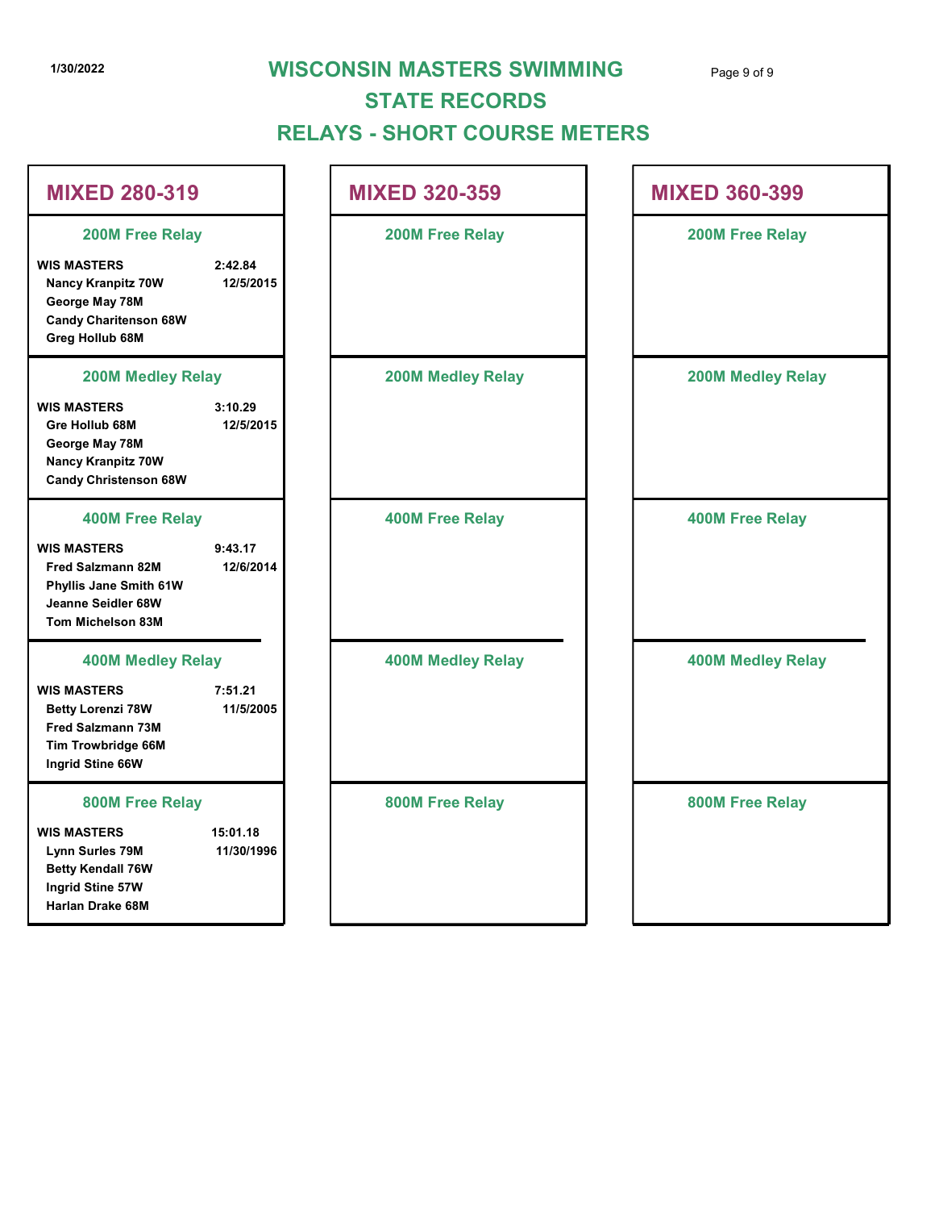# WISCONSIN MASTERS SWIMMING
## STATE RECORDS
## RELAYS - SHORT COURSE METERS

### MIXED 280-319

**200M Free Relay**

**WIS MASTERS** 2:42.84
- Nancy Kranpitz 70W — 12/5/2015
- George May 78M
- Candy Charitenson 68W
- Greg Hollub 68M

**200M Medley Relay**

**WIS MASTERS** 3:10.29
- Gre Hollub 68M — 12/5/2015
- George May 78M
- Nancy Kranpitz 70W
- Candy Christenson 68W

**400M Free Relay**

**WIS MASTERS** 9:43.17
- Fred Salzmann 82M — 12/6/2014
- Phyllis Jane Smith 61W
- Jeanne Seidler 68W
- Tom Michelson 83M

**400M Medley Relay**

**WIS MASTERS** 7:51.21
- Betty Lorenzi 78W — 11/5/2005
- Fred Salzmann 73M
- Tim Trowbridge 66M
- Ingrid Stine 66W

**800M Free Relay**

**WIS MASTERS** 15:01.18
- Lynn Surles 79M — 11/30/1996
- Betty Kendall 76W
- Ingrid Stine 57W
- Harlan Drake 68M

### MIXED 320-359

**200M Free Relay**

**200M Medley Relay**

**400M Free Relay**

**400M Medley Relay**

**800M Free Relay**

### MIXED 360-399

**200M Free Relay**

**200M Medley Relay**

**400M Free Relay**

**400M Medley Relay**

**800M Free Relay**